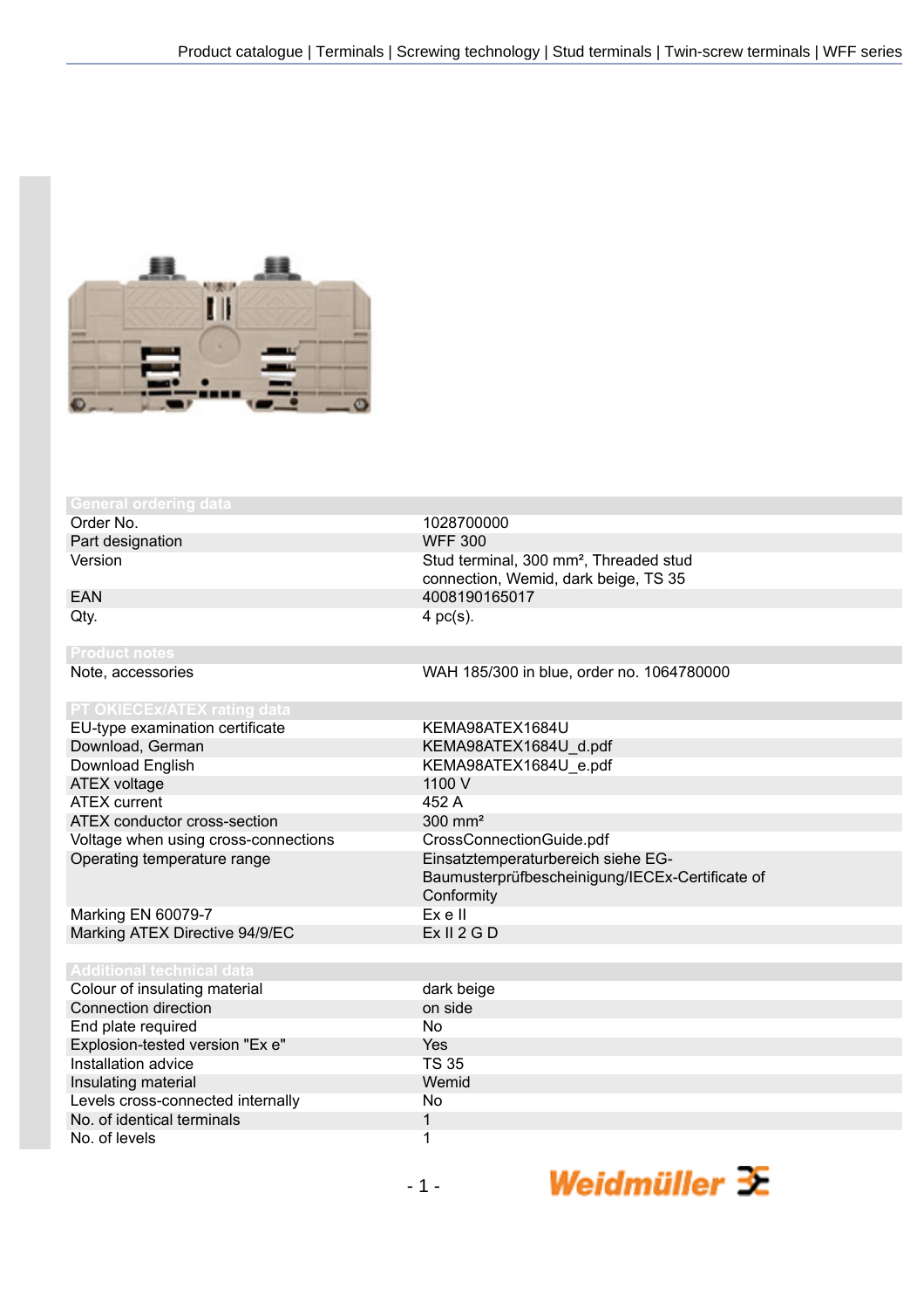Product catalogue | Terminals | Screwing technology | Stud terminals | Twin-screw terminals | WFF series

## General ordering data

| | |
|---|---|
| Order No. | 1028700000 |
| Part designation | WFF 300 |
| Version | Stud terminal, 300 mm², Threaded stud connection, Wemid, dark beige, TS 35 |
| EAN | 4008190165017 |
| Qty. | 4 pc(s). |

## Product notes

| | |
|---|---|
| Note, accessories | WAH 185/300 in blue, order no. 1064780000 |

## PT OKIECEx/ATEX rating data

| | |
|---|---|
| EU-type examination certificate | KEMA98ATEX1684U |
| Download, German | KEMA98ATEX1684U_d.pdf |
| Download English | KEMA98ATEX1684U_e.pdf |
| ATEX voltage | 1100 V |
| ATEX current | 452 A |
| ATEX conductor cross-section | 300 mm² |
| Voltage when using cross-connections | CrossConnectionGuide.pdf |
| Operating temperature range | Einsatztemperaturbereich siehe EG-Baumusterprüfbescheinigung/IECEx-Certificate of Conformity |
| Marking EN 60079-7 | Ex e II |
| Marking ATEX Directive 94/9/EC | Ex II 2 G D |

## Additional technical data

| | |
|---|---|
| Colour of insulating material | dark beige |
| Connection direction | on side |
| End plate required | No |
| Explosion-tested version "Ex e" | Yes |
| Installation advice | TS 35 |
| Insulating material | Wemid |
| Levels cross-connected internally | No |
| No. of identical terminals | 1 |
| No. of levels | 1 |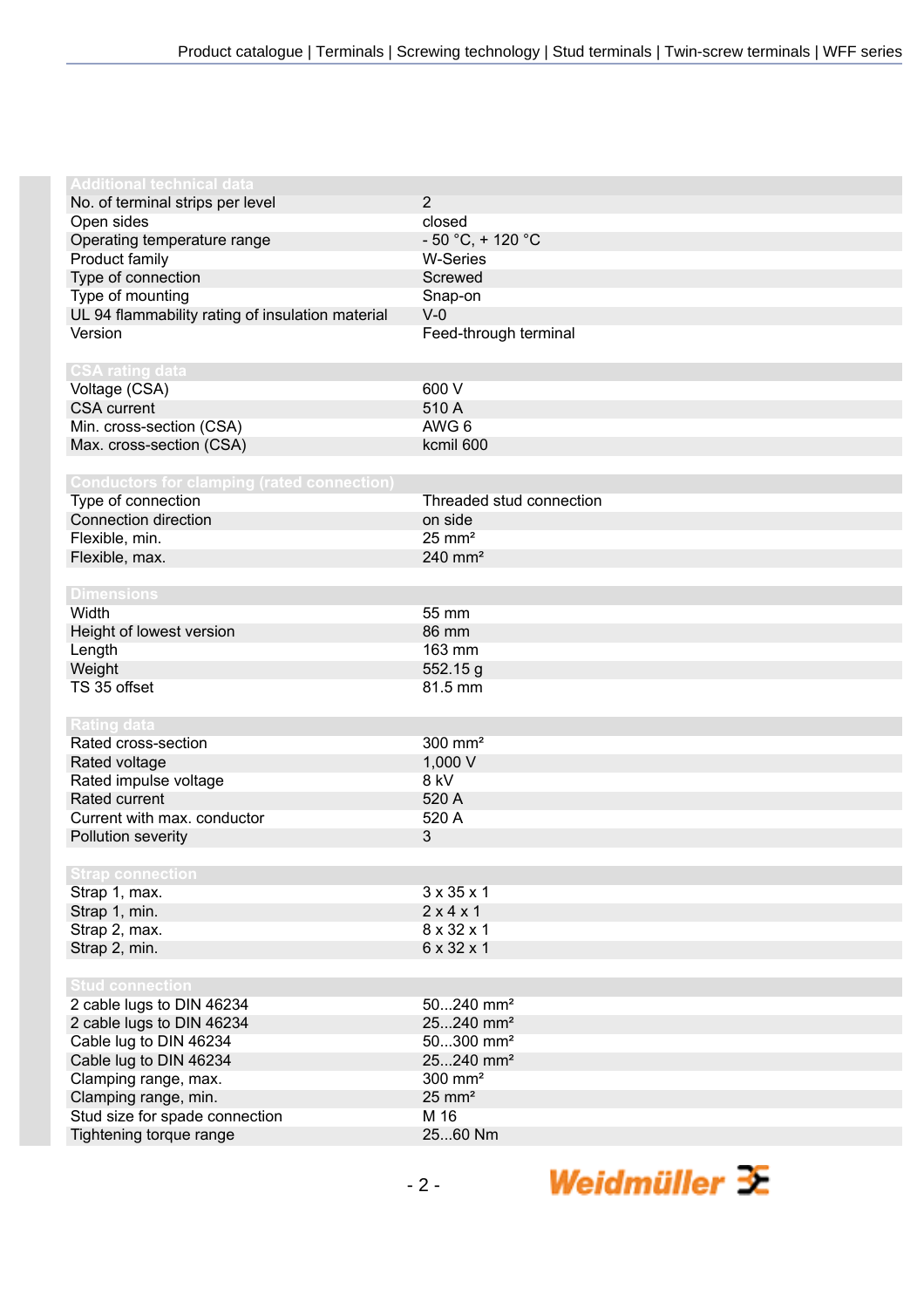### Additional technical data

| | |
|---|---|
| No. of terminal strips per level | 2 |
| Open sides | closed |
| Operating temperature range | - 50 °C, + 120 °C |
| Product family | W-Series |
| Type of connection | Screwed |
| Type of mounting | Snap-on |
| UL 94 flammability rating of insulation material | V-0 |
| Version | Feed-through terminal |

### CSA rating data

| | |
|---|---|
| Voltage (CSA) | 600 V |
| CSA current | 510 A |
| Min. cross-section (CSA) | AWG 6 |
| Max. cross-section (CSA) | kcmil 600 |

### Conductors for clamping (rated connection)

| | |
|---|---|
| Type of connection | Threaded stud connection |
| Connection direction | on side |
| Flexible, min. | 25 mm² |
| Flexible, max. | 240 mm² |

### Dimensions

| | |
|---|---|
| Width | 55 mm |
| Height of lowest version | 86 mm |
| Length | 163 mm |
| Weight | 552.15 g |
| TS 35 offset | 81.5 mm |

### Rating data

| | |
|---|---|
| Rated cross-section | 300 mm² |
| Rated voltage | 1,000 V |
| Rated impulse voltage | 8 kV |
| Rated current | 520 A |
| Current with max. conductor | 520 A |
| Pollution severity | 3 |

### Strap connection

| | |
|---|---|
| Strap 1, max. | 3 x 35 x 1 |
| Strap 1, min. | 2 x 4 x 1 |
| Strap 2, max. | 8 x 32 x 1 |
| Strap 2, min. | 6 x 32 x 1 |

### Stud connection

| | |
|---|---|
| 2 cable lugs to DIN 46234 | 50...240 mm² |
| 2 cable lugs to DIN 46234 | 25...240 mm² |
| Cable lug to DIN 46234 | 50...300 mm² |
| Cable lug to DIN 46234 | 25...240 mm² |
| Clamping range, max. | 300 mm² |
| Clamping range, min. | 25 mm² |
| Stud size for spade connection | M 16 |
| Tightening torque range | 25...60 Nm |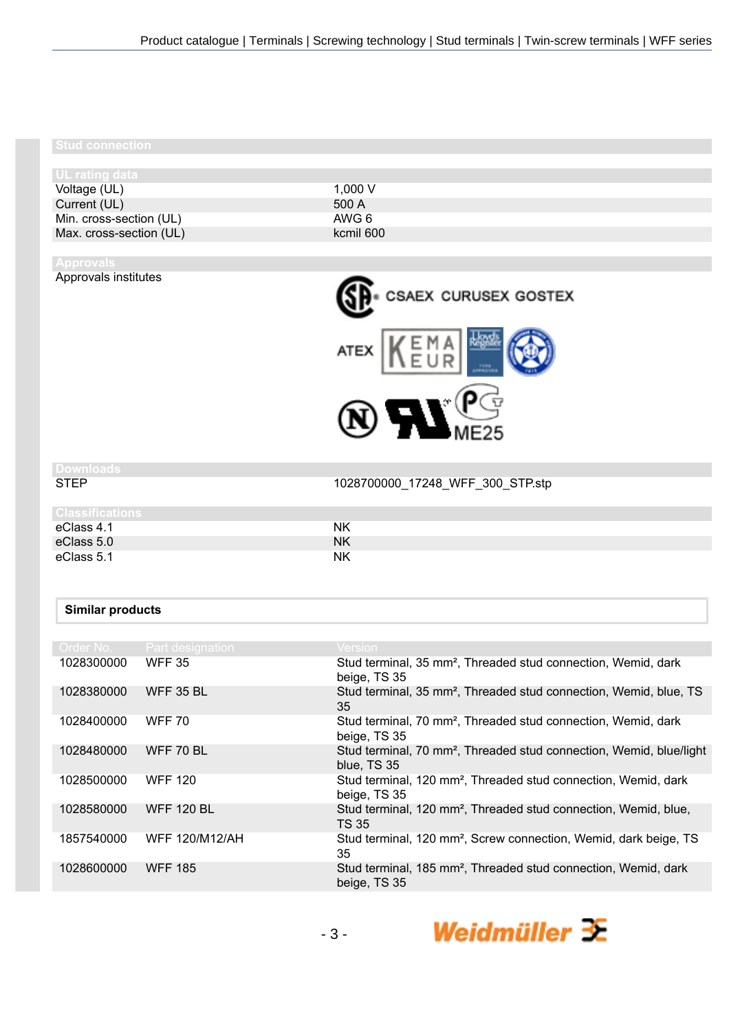## Stud connection

### UL rating data

| | |
|---|---|
| Voltage (UL) | 1,000 V |
| Current (UL) | 500 A |
| Min. cross-section (UL) | AWG 6 |
| Max. cross-section (UL) | kcmil 600 |

### Approvals

| | |
|---|---|
| Approvals institutes | CSAEX CURUSEX GOSTEX ATEX KEMA EUR ME25 |

### Downloads

| | |
|---|---|
| STEP | 1028700000_17248_WFF_300_STP.stp |

### Classifications

| | |
|---|---|
| eClass 4.1 | NK |
| eClass 5.0 | NK |
| eClass 5.1 | NK |

## Similar products

| Order No. | Part designation | Version |
|---|---|---|
| 1028300000 | WFF 35 | Stud terminal, 35 mm², Threaded stud connection, Wemid, dark beige, TS 35 |
| 1028380000 | WFF 35 BL | Stud terminal, 35 mm², Threaded stud connection, Wemid, blue, TS 35 |
| 1028400000 | WFF 70 | Stud terminal, 70 mm², Threaded stud connection, Wemid, dark beige, TS 35 |
| 1028480000 | WFF 70 BL | Stud terminal, 70 mm², Threaded stud connection, Wemid, blue/light blue, TS 35 |
| 1028500000 | WFF 120 | Stud terminal, 120 mm², Threaded stud connection, Wemid, dark beige, TS 35 |
| 1028580000 | WFF 120 BL | Stud terminal, 120 mm², Threaded stud connection, Wemid, blue, TS 35 |
| 1857540000 | WFF 120/M12/AH | Stud terminal, 120 mm², Screw connection, Wemid, dark beige, TS 35 |
| 1028600000 | WFF 185 | Stud terminal, 185 mm², Threaded stud connection, Wemid, dark beige, TS 35 |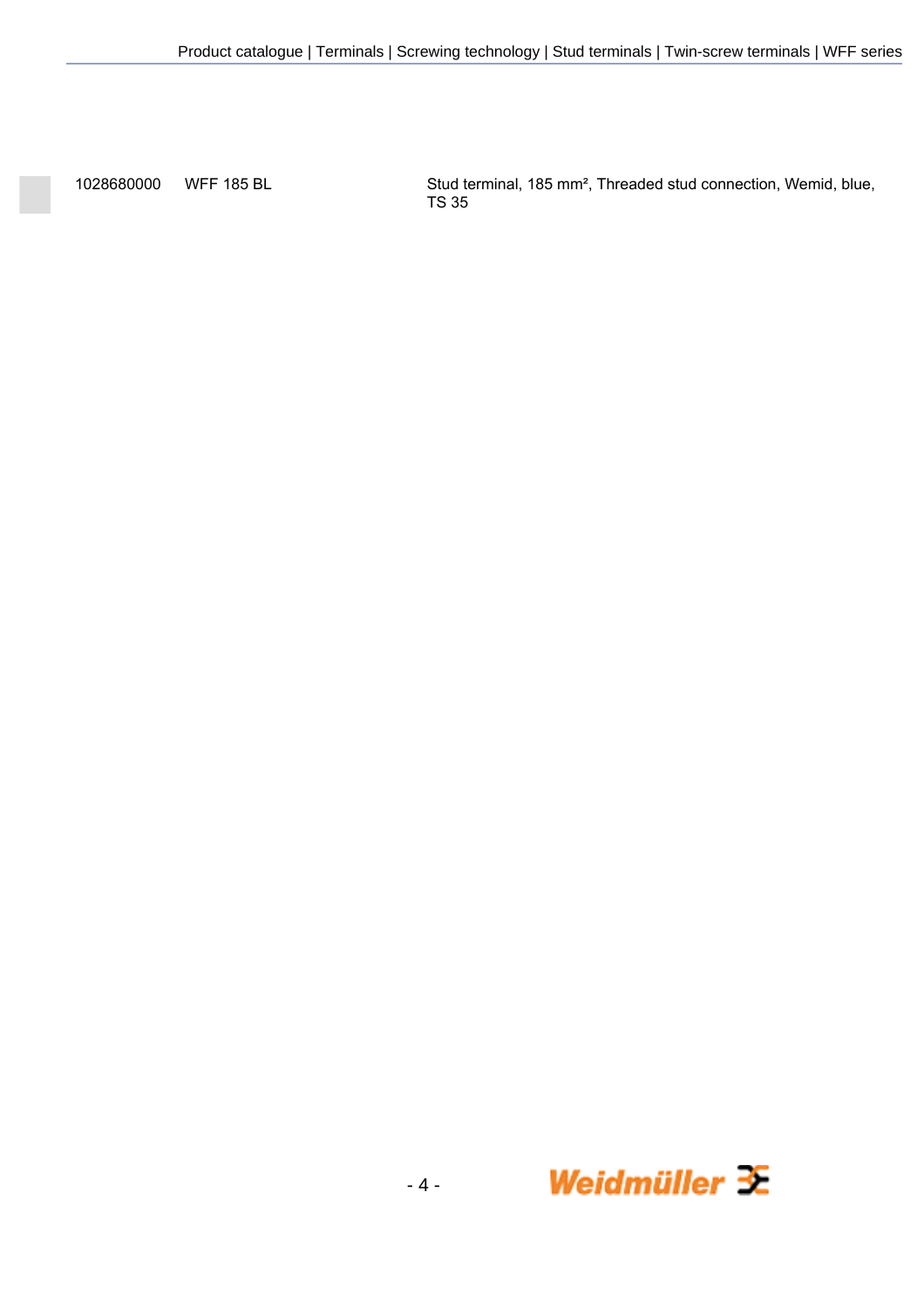| | | |
|---|---|---|
| 1028680000 | WFF 185 BL | Stud terminal, 185 mm², Threaded stud connection, Wemid, blue, TS 35 |